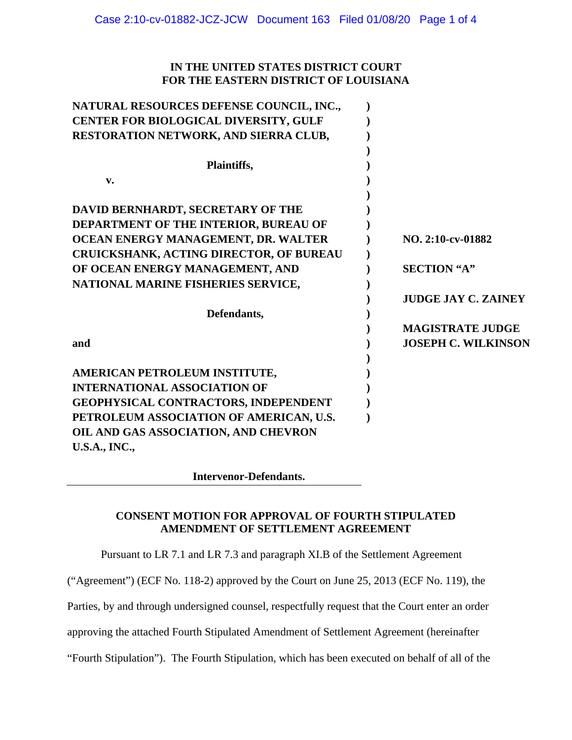**IN THE UNITED STATES DISTRICT COURT**
**FOR THE EASTERN DISTRICT OF LOUISIANA**

| | |
|---|---|
| **NATURAL RESOURCES DEFENSE COUNCIL, INC., CENTER FOR BIOLOGICAL DIVERSITY, GULF RESTORATION NETWORK, AND SIERRA CLUB,** | |
| **Plaintiffs,** | |
| **v.** | |
| **DAVID BERNHARDT, SECRETARY OF THE DEPARTMENT OF THE INTERIOR, BUREAU OF OCEAN ENERGY MANAGEMENT, DR. WALTER CRUICKSHANK, ACTING DIRECTOR, OF BUREAU OF OCEAN ENERGY MANAGEMENT, AND NATIONAL MARINE FISHERIES SERVICE,** | **NO. 2:10-cv-01882** |
| **Defendants,** | **SECTION "A"** |
| **and** | **JUDGE JAY C. ZAINEY** |
| **AMERICAN PETROLEUM INSTITUTE, INTERNATIONAL ASSOCIATION OF GEOPHYSICAL CONTRACTORS, INDEPENDENT PETROLEUM ASSOCIATION OF AMERICAN, U.S. OIL AND GAS ASSOCIATION, AND CHEVRON U.S.A., INC.,** | **MAGISTRATE JUDGE JOSEPH C. WILKINSON** |
| **Intervenor-Defendants.** | |

## CONSENT MOTION FOR APPROVAL OF FOURTH STIPULATED AMENDMENT OF SETTLEMENT AGREEMENT

Pursuant to LR 7.1 and LR 7.3 and paragraph XI.B of the Settlement Agreement ("Agreement") (ECF No. 118-2) approved by the Court on June 25, 2013 (ECF No. 119), the Parties, by and through undersigned counsel, respectfully request that the Court enter an order approving the attached Fourth Stipulated Amendment of Settlement Agreement (hereinafter "Fourth Stipulation"). The Fourth Stipulation, which has been executed on behalf of all of the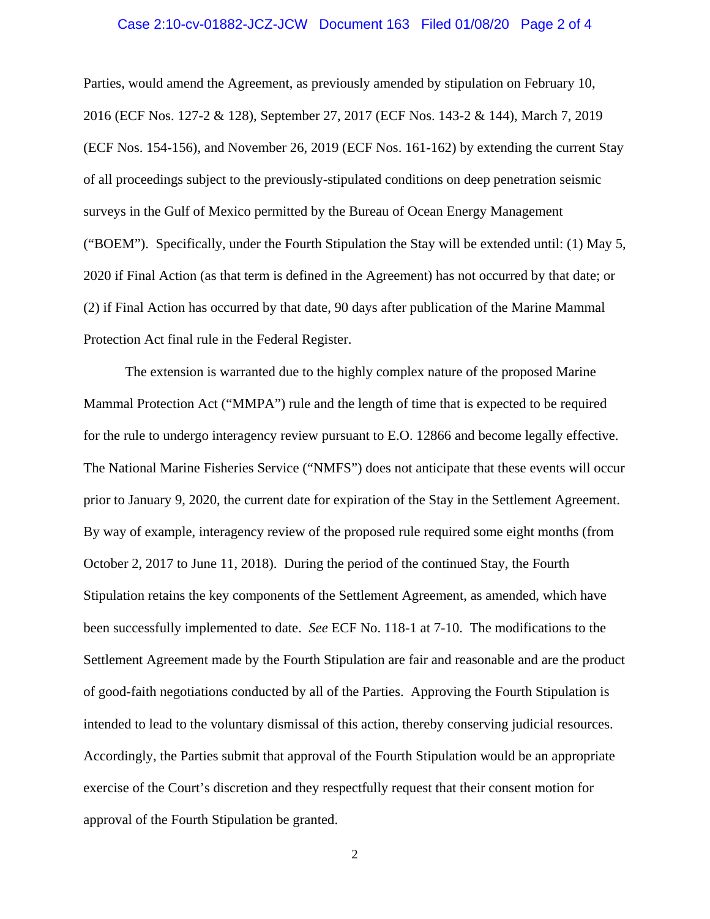Parties, would amend the Agreement, as previously amended by stipulation on February 10, 2016 (ECF Nos. 127-2 & 128), September 27, 2017 (ECF Nos. 143-2 & 144), March 7, 2019 (ECF Nos. 154-156), and November 26, 2019 (ECF Nos. 161-162) by extending the current Stay of all proceedings subject to the previously-stipulated conditions on deep penetration seismic surveys in the Gulf of Mexico permitted by the Bureau of Ocean Energy Management ("BOEM"). Specifically, under the Fourth Stipulation the Stay will be extended until: (1) May 5, 2020 if Final Action (as that term is defined in the Agreement) has not occurred by that date; or (2) if Final Action has occurred by that date, 90 days after publication of the Marine Mammal Protection Act final rule in the Federal Register.

The extension is warranted due to the highly complex nature of the proposed Marine Mammal Protection Act ("MMPA") rule and the length of time that is expected to be required for the rule to undergo interagency review pursuant to E.O. 12866 and become legally effective. The National Marine Fisheries Service ("NMFS") does not anticipate that these events will occur prior to January 9, 2020, the current date for expiration of the Stay in the Settlement Agreement. By way of example, interagency review of the proposed rule required some eight months (from October 2, 2017 to June 11, 2018). During the period of the continued Stay, the Fourth Stipulation retains the key components of the Settlement Agreement, as amended, which have been successfully implemented to date. *See* ECF No. 118-1 at 7-10. The modifications to the Settlement Agreement made by the Fourth Stipulation are fair and reasonable and are the product of good-faith negotiations conducted by all of the Parties. Approving the Fourth Stipulation is intended to lead to the voluntary dismissal of this action, thereby conserving judicial resources. Accordingly, the Parties submit that approval of the Fourth Stipulation would be an appropriate exercise of the Court's discretion and they respectfully request that their consent motion for approval of the Fourth Stipulation be granted.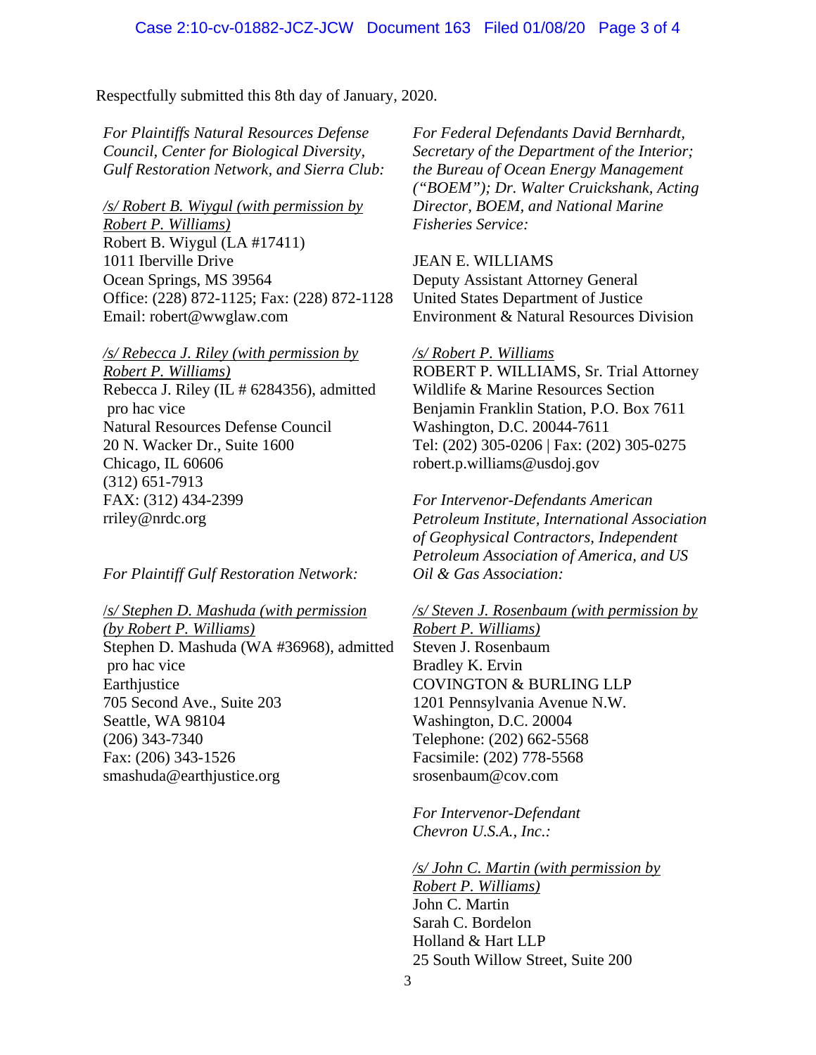Respectfully submitted this 8th day of January, 2020.

*For Plaintiffs Natural Resources Defense Council, Center for Biological Diversity, Gulf Restoration Network, and Sierra Club:*

/s/ Robert B. Wiygul (with permission by Robert P. Williams)
Robert B. Wiygul (LA #17411)
1011 Iberville Drive
Ocean Springs, MS 39564
Office: (228) 872-1125; Fax: (228) 872-1128
Email: robert@wwglaw.com

/s/ Rebecca J. Riley (with permission by Robert P. Williams)
Rebecca J. Riley (IL # 6284356), admitted pro hac vice
Natural Resources Defense Council
20 N. Wacker Dr., Suite 1600
Chicago, IL 60606
(312) 651-7913
FAX: (312) 434-2399
rriley@nrdc.org

*For Plaintiff Gulf Restoration Network:*

/s/ Stephen D. Mashuda (with permission (by Robert P. Williams)
Stephen D. Mashuda (WA #36968), admitted pro hac vice
Earthjustice
705 Second Ave., Suite 203
Seattle, WA 98104
(206) 343-7340
Fax: (206) 343-1526
smashuda@earthjustice.org

*For Federal Defendants David Bernhardt, Secretary of the Department of the Interior; the Bureau of Ocean Energy Management ("BOEM"); Dr. Walter Cruickshank, Acting Director, BOEM, and National Marine Fisheries Service:*

JEAN E. WILLIAMS
Deputy Assistant Attorney General
United States Department of Justice
Environment & Natural Resources Division

/s/ Robert P. Williams
ROBERT P. WILLIAMS, Sr. Trial Attorney
Wildlife & Marine Resources Section
Benjamin Franklin Station, P.O. Box 7611
Washington, D.C. 20044-7611
Tel: (202) 305-0206 | Fax: (202) 305-0275
robert.p.williams@usdoj.gov

*For Intervenor-Defendants American Petroleum Institute, International Association of Geophysical Contractors, Independent Petroleum Association of America, and US Oil & Gas Association:*

/s/ Steven J. Rosenbaum (with permission by Robert P. Williams)
Steven J. Rosenbaum
Bradley K. Ervin
COVINGTON & BURLING LLP
1201 Pennsylvania Avenue N.W.
Washington, D.C. 20004
Telephone: (202) 662-5568
Facsimile: (202) 778-5568
srosenbaum@cov.com

*For Intervenor-Defendant Chevron U.S.A., Inc.:*

/s/ John C. Martin (with permission by Robert P. Williams)
John C. Martin
Sarah C. Bordelon
Holland & Hart LLP
25 South Willow Street, Suite 200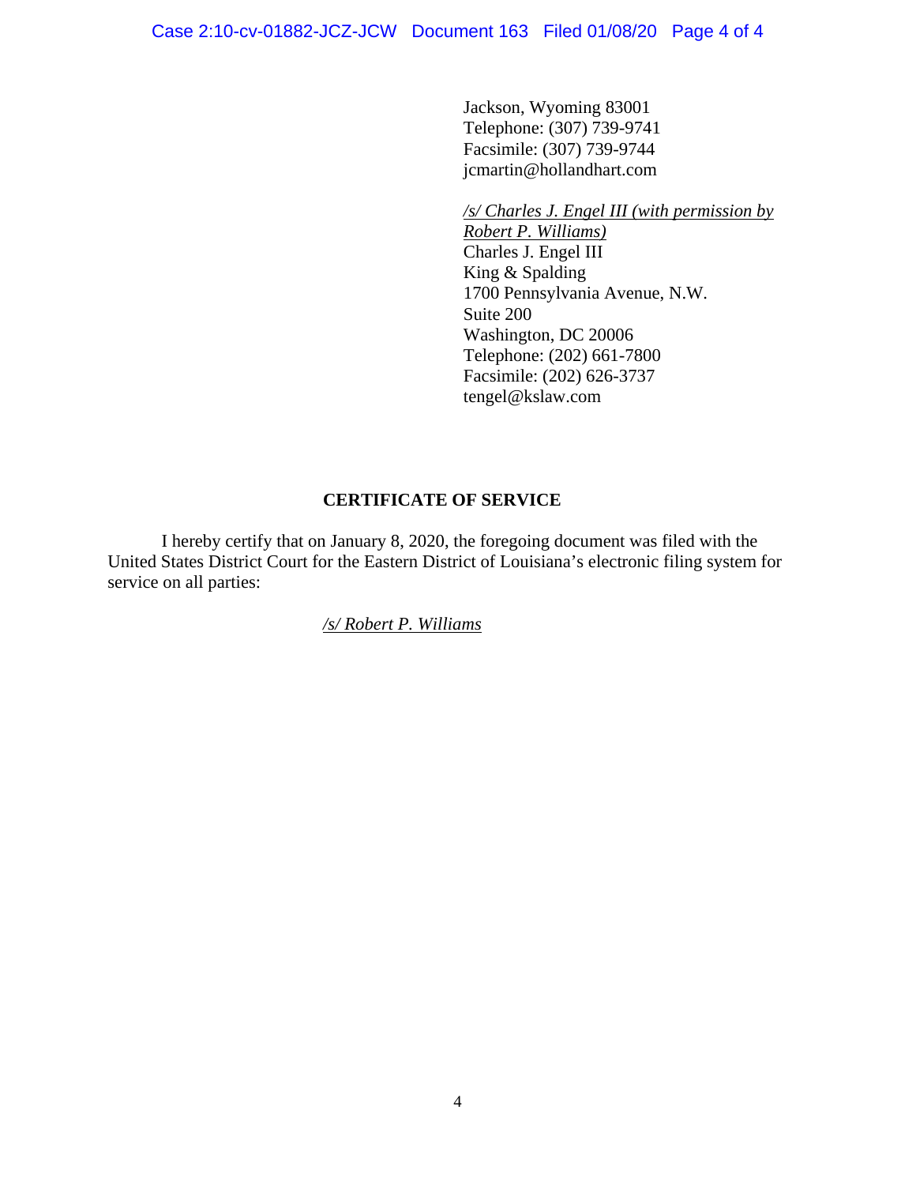Jackson, Wyoming 83001
Telephone: (307) 739-9741
Facsimile: (307) 739-9744
jcmartin@hollandhart.com

*/s/ Charles J. Engel III (with permission by Robert P. Williams)*
Charles J. Engel III
King & Spalding
1700 Pennsylvania Avenue, N.W.
Suite 200
Washington, DC 20006
Telephone: (202) 661-7800
Facsimile: (202) 626-3737
tengel@kslaw.com

**CERTIFICATE OF SERVICE**

I hereby certify that on January 8, 2020, the foregoing document was filed with the United States District Court for the Eastern District of Louisiana's electronic filing system for service on all parties:

*/s/ Robert P. Williams*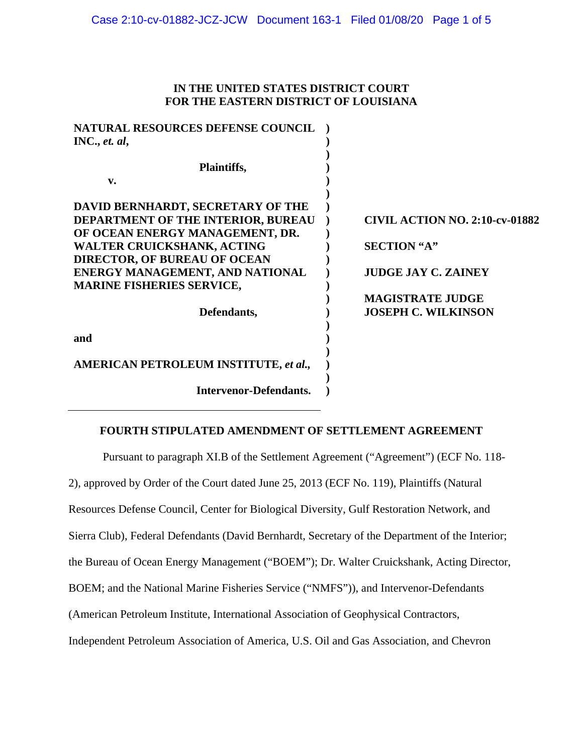**IN THE UNITED STATES DISTRICT COURT**
**FOR THE EASTERN DISTRICT OF LOUISIANA**

| | | |
|---|---|---|
| **NATURAL RESOURCES DEFENSE COUNCIL INC., *et. al*,** | ) | |
| **Plaintiffs,** | ) | |
| **v.** | ) | |
| **DAVID BERNHARDT, SECRETARY OF THE DEPARTMENT OF THE INTERIOR, BUREAU OF OCEAN ENERGY MANAGEMENT, DR. WALTER CRUICKSHANK, ACTING DIRECTOR, OF BUREAU OF OCEAN ENERGY MANAGEMENT, AND NATIONAL MARINE FISHERIES SERVICE,** | ) | **CIVIL ACTION NO. 2:10-cv-01882** <br> **SECTION "A"** <br> **JUDGE JAY C. ZAINEY** <br> **MAGISTRATE JUDGE JOSEPH C. WILKINSON** |
| **Defendants,** | ) | |
| **and** | ) | |
| **AMERICAN PETROLEUM INSTITUTE, *et al.*,** | ) | |
| **Intervenor-Defendants.** | ) | |

**FOURTH STIPULATED AMENDMENT OF SETTLEMENT AGREEMENT**

Pursuant to paragraph XI.B of the Settlement Agreement ("Agreement") (ECF No. 118-2), approved by Order of the Court dated June 25, 2013 (ECF No. 119), Plaintiffs (Natural Resources Defense Council, Center for Biological Diversity, Gulf Restoration Network, and Sierra Club), Federal Defendants (David Bernhardt, Secretary of the Department of the Interior; the Bureau of Ocean Energy Management ("BOEM"); Dr. Walter Cruickshank, Acting Director, BOEM; and the National Marine Fisheries Service ("NMFS")), and Intervenor-Defendants (American Petroleum Institute, International Association of Geophysical Contractors, Independent Petroleum Association of America, U.S. Oil and Gas Association, and Chevron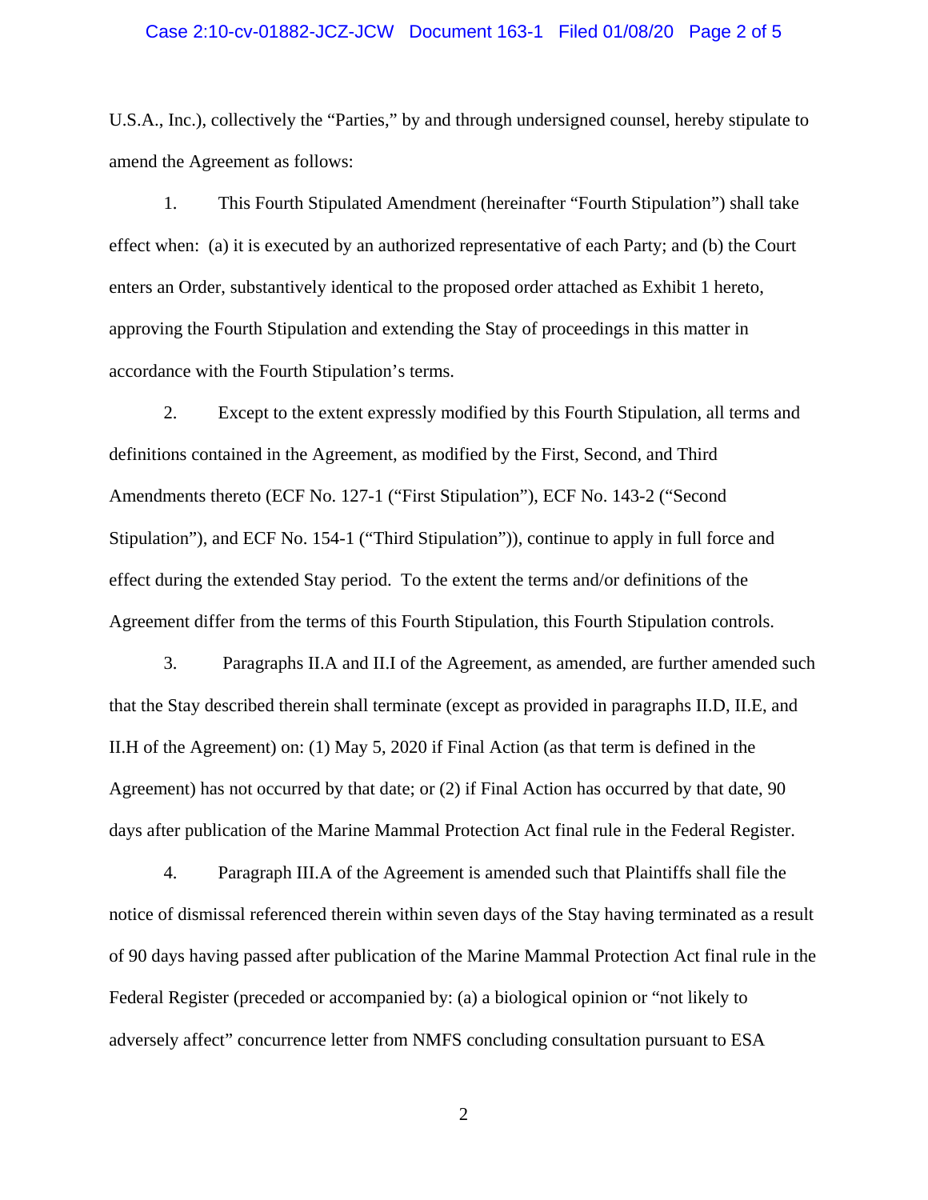U.S.A., Inc.), collectively the "Parties," by and through undersigned counsel, hereby stipulate to amend the Agreement as follows:

1. This Fourth Stipulated Amendment (hereinafter "Fourth Stipulation") shall take effect when: (a) it is executed by an authorized representative of each Party; and (b) the Court enters an Order, substantively identical to the proposed order attached as Exhibit 1 hereto, approving the Fourth Stipulation and extending the Stay of proceedings in this matter in accordance with the Fourth Stipulation's terms.

2. Except to the extent expressly modified by this Fourth Stipulation, all terms and definitions contained in the Agreement, as modified by the First, Second, and Third Amendments thereto (ECF No. 127-1 ("First Stipulation"), ECF No. 143-2 ("Second Stipulation"), and ECF No. 154-1 ("Third Stipulation")), continue to apply in full force and effect during the extended Stay period. To the extent the terms and/or definitions of the Agreement differ from the terms of this Fourth Stipulation, this Fourth Stipulation controls.

3. Paragraphs II.A and II.I of the Agreement, as amended, are further amended such that the Stay described therein shall terminate (except as provided in paragraphs II.D, II.E, and II.H of the Agreement) on: (1) May 5, 2020 if Final Action (as that term is defined in the Agreement) has not occurred by that date; or (2) if Final Action has occurred by that date, 90 days after publication of the Marine Mammal Protection Act final rule in the Federal Register.

4. Paragraph III.A of the Agreement is amended such that Plaintiffs shall file the notice of dismissal referenced therein within seven days of the Stay having terminated as a result of 90 days having passed after publication of the Marine Mammal Protection Act final rule in the Federal Register (preceded or accompanied by: (a) a biological opinion or "not likely to adversely affect" concurrence letter from NMFS concluding consultation pursuant to ESA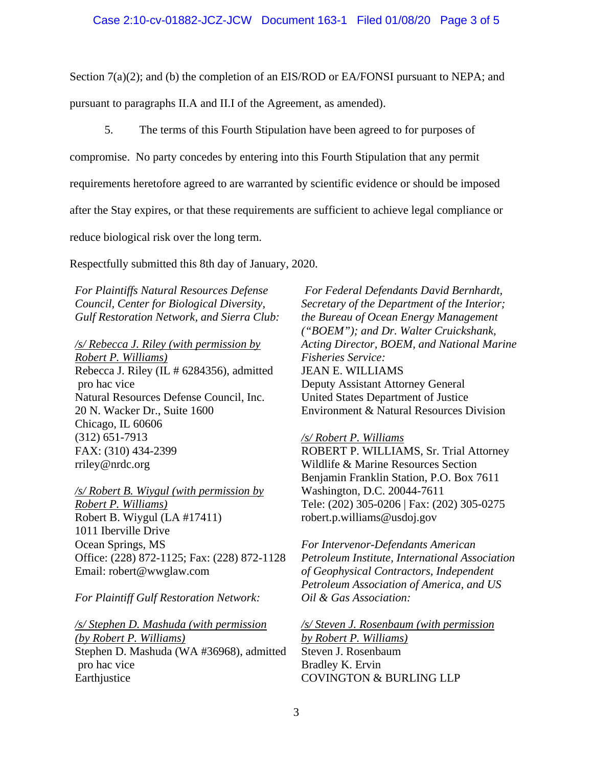Section 7(a)(2); and (b) the completion of an EIS/ROD or EA/FONSI pursuant to NEPA; and pursuant to paragraphs II.A and II.I of the Agreement, as amended).

5. The terms of this Fourth Stipulation have been agreed to for purposes of compromise. No party concedes by entering into this Fourth Stipulation that any permit requirements heretofore agreed to are warranted by scientific evidence or should be imposed after the Stay expires, or that these requirements are sufficient to achieve legal compliance or reduce biological risk over the long term.

Respectfully submitted this 8th day of January, 2020.

*For Plaintiffs Natural Resources Defense Council, Center for Biological Diversity, Gulf Restoration Network, and Sierra Club:*

/s/ Rebecca J. Riley (with permission by Robert P. Williams)
Rebecca J. Riley (IL # 6284356), admitted pro hac vice
Natural Resources Defense Council, Inc.
20 N. Wacker Dr., Suite 1600
Chicago, IL 60606
(312) 651-7913
FAX: (310) 434-2399
rriley@nrdc.org

/s/ Robert B. Wiygul (with permission by Robert P. Williams)
Robert B. Wiygul (LA #17411)
1011 Iberville Drive
Ocean Springs, MS
Office: (228) 872-1125; Fax: (228) 872-1128
Email: robert@wwglaw.com

*For Plaintiff Gulf Restoration Network:*

/s/ Stephen D. Mashuda (with permission (by Robert P. Williams)
Stephen D. Mashuda (WA #36968), admitted pro hac vice
Earthjustice

*For Federal Defendants David Bernhardt, Secretary of the Department of the Interior; the Bureau of Ocean Energy Management ("BOEM"); and Dr. Walter Cruickshank, Acting Director, BOEM, and National Marine Fisheries Service:*
JEAN E. WILLIAMS
Deputy Assistant Attorney General
United States Department of Justice
Environment & Natural Resources Division

/s/ Robert P. Williams
ROBERT P. WILLIAMS, Sr. Trial Attorney
Wildlife & Marine Resources Section
Benjamin Franklin Station, P.O. Box 7611
Washington, D.C. 20044-7611
Tele: (202) 305-0206 | Fax: (202) 305-0275
robert.p.williams@usdoj.gov

*For Intervenor-Defendants American Petroleum Institute, International Association of Geophysical Contractors, Independent Petroleum Association of America, and US Oil & Gas Association:*

/s/ Steven J. Rosenbaum (with permission by Robert P. Williams)
Steven J. Rosenbaum
Bradley K. Ervin
COVINGTON & BURLING LLP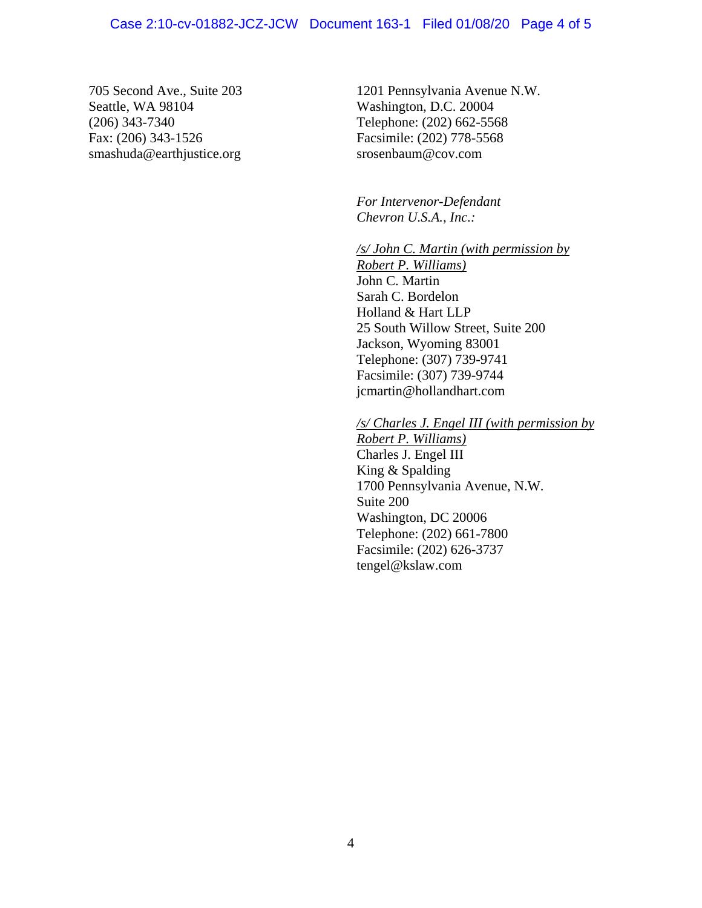705 Second Ave., Suite 203
Seattle, WA 98104
(206) 343-7340
Fax: (206) 343-1526
smashuda@earthjustice.org

1201 Pennsylvania Avenue N.W.
Washington, D.C. 20004
Telephone: (202) 662-5568
Facsimile: (202) 778-5568
srosenbaum@cov.com

*For Intervenor-Defendant Chevron U.S.A., Inc.:*

*/s/ John C. Martin (with permission by Robert P. Williams)*
John C. Martin
Sarah C. Bordelon
Holland & Hart LLP
25 South Willow Street, Suite 200
Jackson, Wyoming 83001
Telephone: (307) 739-9741
Facsimile: (307) 739-9744
jcmartin@hollandhart.com

*/s/ Charles J. Engel III (with permission by Robert P. Williams)*
Charles J. Engel III
King & Spalding
1700 Pennsylvania Avenue, N.W.
Suite 200
Washington, DC 20006
Telephone: (202) 661-7800
Facsimile: (202) 626-3737
tengel@kslaw.com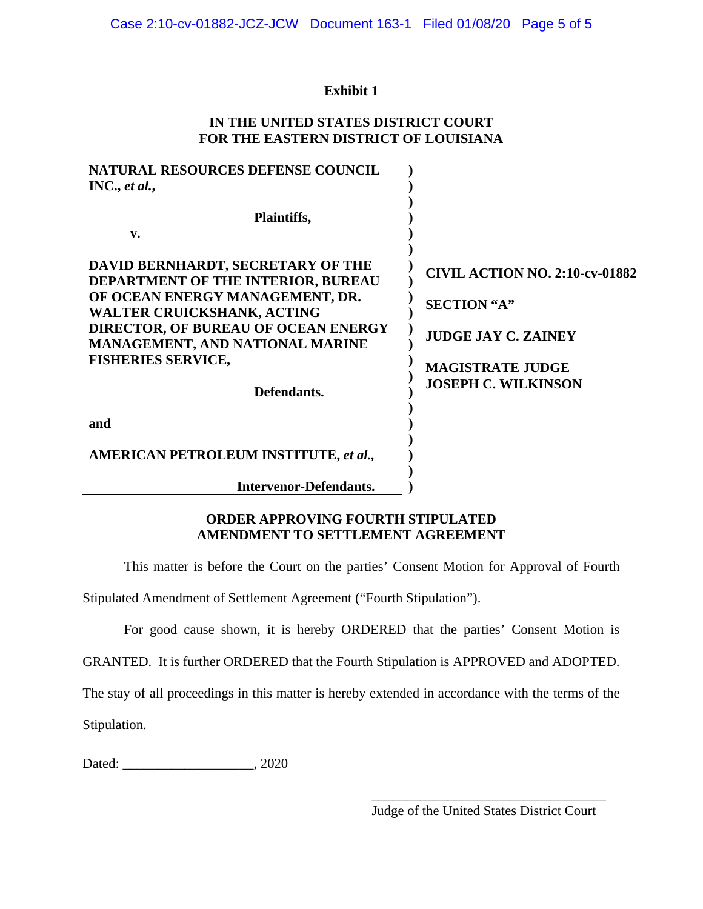**Exhibit 1**

**IN THE UNITED STATES DISTRICT COURT**
**FOR THE EASTERN DISTRICT OF LOUISIANA**

| | |
|---|---|
| **NATURAL RESOURCES DEFENSE COUNCIL INC., *et al.*,** | |
| **Plaintiffs,** | |
| **v.** | |
| **DAVID BERNHARDT, SECRETARY OF THE DEPARTMENT OF THE INTERIOR, BUREAU OF OCEAN ENERGY MANAGEMENT, DR. WALTER CRUICKSHANK, ACTING DIRECTOR, OF BUREAU OF OCEAN ENERGY MANAGEMENT, AND NATIONAL MARINE FISHERIES SERVICE,** | **CIVIL ACTION NO. 2:10-cv-01882** |
| | **SECTION "A"** |
| | **JUDGE JAY C. ZAINEY** |
| **Defendants.** | **MAGISTRATE JUDGE JOSEPH C. WILKINSON** |
| **and** | |
| **AMERICAN PETROLEUM INSTITUTE, *et al.*,** | |
| **Intervenor-Defendants.** | |

**ORDER APPROVING FOURTH STIPULATED AMENDMENT TO SETTLEMENT AGREEMENT**

This matter is before the Court on the parties' Consent Motion for Approval of Fourth Stipulated Amendment of Settlement Agreement ("Fourth Stipulation").

For good cause shown, it is hereby ORDERED that the parties' Consent Motion is GRANTED. It is further ORDERED that the Fourth Stipulation is APPROVED and ADOPTED. The stay of all proceedings in this matter is hereby extended in accordance with the terms of the Stipulation.

Dated: ___________________, 2020

___________________________________
Judge of the United States District Court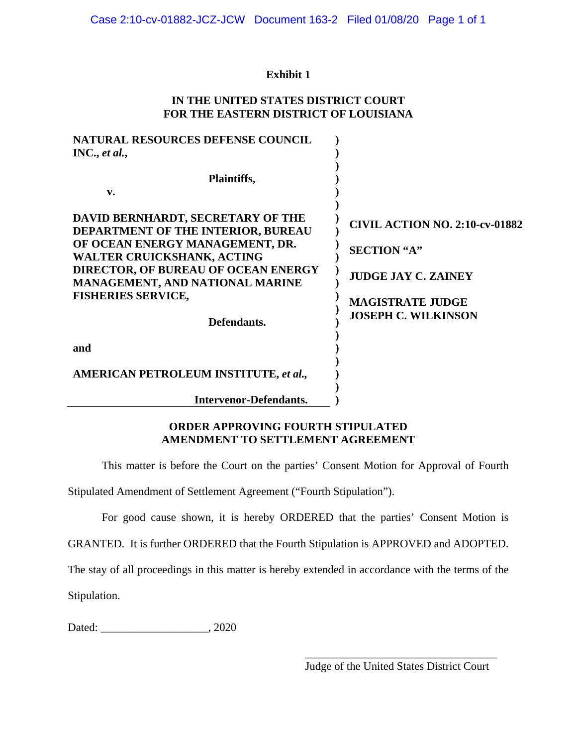**Exhibit 1**

**IN THE UNITED STATES DISTRICT COURT**
**FOR THE EASTERN DISTRICT OF LOUISIANA**

| | |
|---|---|
| **NATURAL RESOURCES DEFENSE COUNCIL INC., *et al.*,**<br><br>**Plaintiffs,**<br><br>**v.**<br><br>**DAVID BERNHARDT, SECRETARY OF THE DEPARTMENT OF THE INTERIOR, BUREAU OF OCEAN ENERGY MANAGEMENT, DR. WALTER CRUICKSHANK, ACTING DIRECTOR, OF BUREAU OF OCEAN ENERGY MANAGEMENT, AND NATIONAL MARINE FISHERIES SERVICE,**<br><br>**Defendants.**<br><br>**and**<br><br>**AMERICAN PETROLEUM INSTITUTE, *et al.*,**<br><br>**Intervenor-Defendants.** | **CIVIL ACTION NO. 2:10-cv-01882**<br><br>**SECTION "A"**<br><br>**JUDGE JAY C. ZAINEY**<br><br>**MAGISTRATE JUDGE JOSEPH C. WILKINSON** |

**ORDER APPROVING FOURTH STIPULATED AMENDMENT TO SETTLEMENT AGREEMENT**

This matter is before the Court on the parties' Consent Motion for Approval of Fourth Stipulated Amendment of Settlement Agreement ("Fourth Stipulation").

For good cause shown, it is hereby ORDERED that the parties' Consent Motion is GRANTED. It is further ORDERED that the Fourth Stipulation is APPROVED and ADOPTED. The stay of all proceedings in this matter is hereby extended in accordance with the terms of the Stipulation.

Dated: ___________________, 2020

___________________________________
Judge of the United States District Court